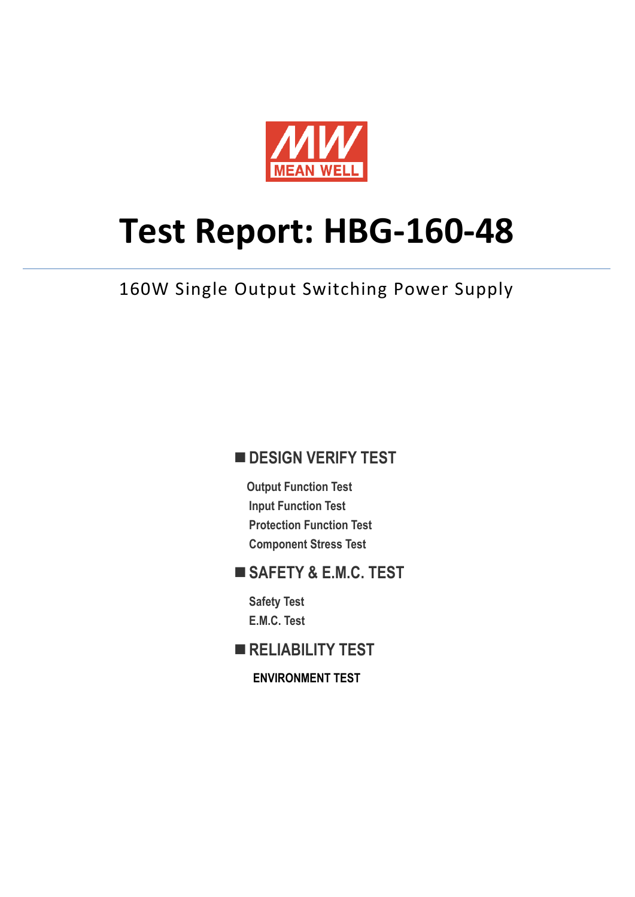MEAN WELL

# Test Report: HBG-160-48

160W Single Output Switching Power Supply

## ■ DESIGN VERIFY TEST

- Output Function Test
- Input Function Test
- Protection Function Test
- Component Stress Test

## ■ SAFETY & E.M.C. TEST

- Safety Test
- E.M.C. Test

## ■ RELIABILITY TEST

- ENVIRONMENT TEST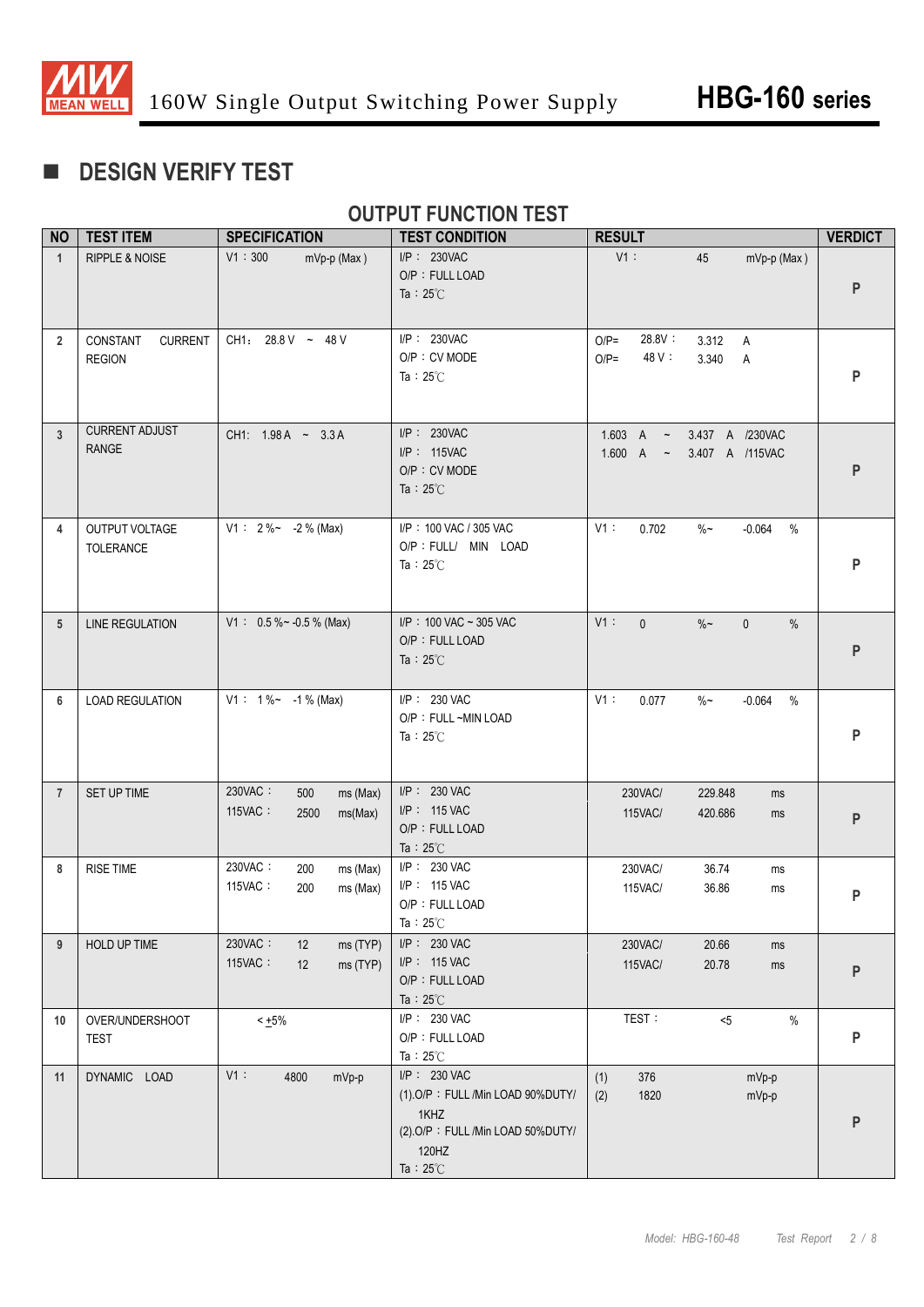## DESIGN VERIFY TEST

### OUTPUT FUNCTION TEST

| NO | TEST ITEM | SPECIFICATION | TEST CONDITION | RESULT | VERDICT |
|---|---|---|---|---|---|
| 1 | RIPPLE & NOISE | V1：300 mVp-p (Max) | I/P：230VAC<br>O/P：FULL LOAD<br>Ta：25℃ | V1： 45 mVp-p (Max) | P |
| 2 | CONSTANT CURRENT REGION | CH1: 28.8 V ~ 48 V | I/P：230VAC<br>O/P：CV MODE<br>Ta：25℃ | O/P= 28.8V： 3.312 A<br>O/P= 48 V： 3.340 A | P |
| 3 | CURRENT ADJUST RANGE | CH1: 1.98 A ~ 3.3 A | I/P：230VAC<br>I/P：115VAC<br>O/P：CV MODE<br>Ta：25℃ | 1.603 A ~ 3.437 A /230VAC<br>1.600 A ~ 3.407 A /115VAC | P |
| 4 | OUTPUT VOLTAGE TOLERANCE | V1： 2 %~ -2 % (Max) | I/P：100 VAC / 305 VAC<br>O/P：FULL/ MIN LOAD<br>Ta：25℃ | V1： 0.702 %~ -0.064 % | P |
| 5 | LINE REGULATION | V1： 0.5 %~ -0.5 % (Max) | I/P：100 VAC ~ 305 VAC<br>O/P：FULL LOAD<br>Ta：25℃ | V1： 0 %~ 0 % | P |
| 6 | LOAD REGULATION | V1： 1 %~ -1 % (Max) | I/P：230 VAC<br>O/P：FULL ~MIN LOAD<br>Ta：25℃ | V1： 0.077 %~ -0.064 % | P |
| 7 | SET UP TIME | 230VAC： 500 ms (Max)<br>115VAC： 2500 ms(Max) | I/P：230 VAC<br>I/P：115 VAC<br>O/P：FULL LOAD<br>Ta：25℃ | 230VAC/ 229.848 ms<br>115VAC/ 420.686 ms | P |
| 8 | RISE TIME | 230VAC： 200 ms (Max)<br>115VAC： 200 ms (Max) | I/P：230 VAC<br>I/P：115 VAC<br>O/P：FULL LOAD<br>Ta：25℃ | 230VAC/ 36.74 ms<br>115VAC/ 36.86 ms | P |
| 9 | HOLD UP TIME | 230VAC： 12 ms (TYP)<br>115VAC： 12 ms (TYP) | I/P：230 VAC<br>I/P：115 VAC<br>O/P：FULL LOAD<br>Ta：25℃ | 230VAC/ 20.66 ms<br>115VAC/ 20.78 ms | P |
| 10 | OVER/UNDERSHOOT TEST | < $\pm$5% | I/P：230 VAC<br>O/P：FULL LOAD<br>Ta：25℃ | TEST： <5 % | P |
| 11 | DYNAMIC LOAD | V1： 4800 mVp-p | I/P：230 VAC<br>(1).O/P：FULL /Min LOAD 90%DUTY/ 1KHZ<br>(2).O/P：FULL /Min LOAD 50%DUTY/ 120HZ<br>Ta：25℃ | (1) 376 mVp-p<br>(2) 1820 mVp-p | P |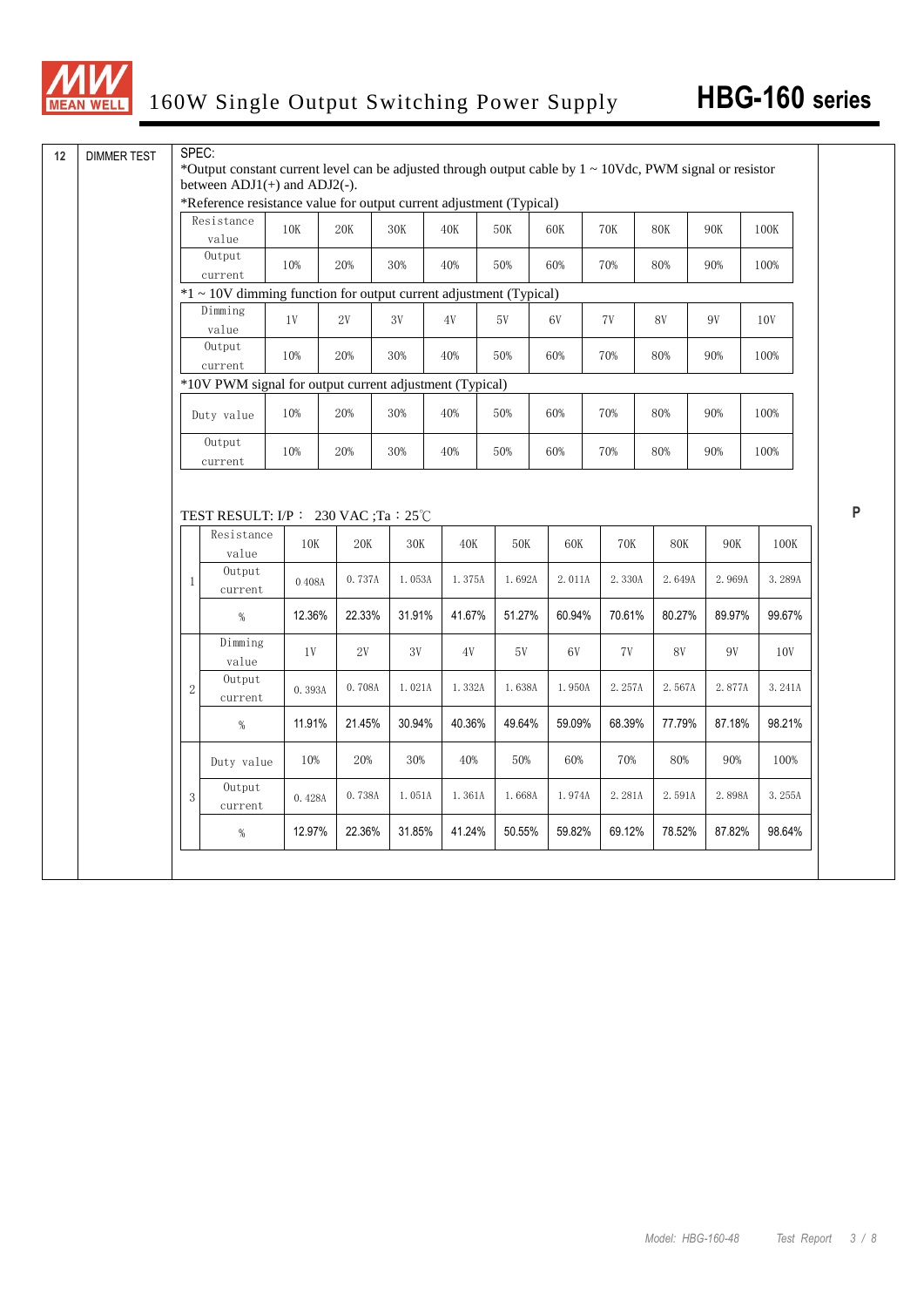| 12 | DIMMER TEST | |
|---|---|---|

SPEC:
*Output constant current level can be adjusted through output cable by 1 ~ 10Vdc, PWM signal or resistor between ADJ1(+) and ADJ2(-).

*Reference resistance value for output current adjustment (Typical)

| Resistance value | 10K | 20K | 30K | 40K | 50K | 60K | 70K | 80K | 90K | 100K |
|---|---|---|---|---|---|---|---|---|---|---|
| Output current | 10% | 20% | 30% | 40% | 50% | 60% | 70% | 80% | 90% | 100% |

*1 ~ 10V dimming function for output current adjustment (Typical)

| Dimming value | 1V | 2V | 3V | 4V | 5V | 6V | 7V | 8V | 9V | 10V |
|---|---|---|---|---|---|---|---|---|---|---|
| Output current | 10% | 20% | 30% | 40% | 50% | 60% | 70% | 80% | 90% | 100% |

*10V PWM signal for output current adjustment (Typical)

| Duty value | 10% | 20% | 30% | 40% | 50% | 60% | 70% | 80% | 90% | 100% |
|---|---|---|---|---|---|---|---|---|---|---|
| Output current | 10% | 20% | 30% | 40% | 50% | 60% | 70% | 80% | 90% | 100% |

TEST RESULT: I/P： 230 VAC ;Ta：25℃

| | | | | | | | | | | | |
|---|---|---|---|---|---|---|---|---|---|---|---|
| 1 | Resistance value | 10K | 20K | 30K | 40K | 50K | 60K | 70K | 80K | 90K | 100K |
| | Output current | 0.408A | 0.737A | 1.053A | 1.375A | 1.692A | 2.011A | 2.330A | 2.649A | 2.969A | 3.289A |
| | % | 12.36% | 22.33% | 31.91% | 41.67% | 51.27% | 60.94% | 70.61% | 80.27% | 89.97% | 99.67% |
| 2 | Dimming value | 1V | 2V | 3V | 4V | 5V | 6V | 7V | 8V | 9V | 10V |
| | Output current | 0.393A | 0.708A | 1.021A | 1.332A | 1.638A | 1.950A | 2.257A | 2.567A | 2.877A | 3.241A |
| | % | 11.91% | 21.45% | 30.94% | 40.36% | 49.64% | 59.09% | 68.39% | 77.79% | 87.18% | 98.21% |
| 3 | Duty value | 10% | 20% | 30% | 40% | 50% | 60% | 70% | 80% | 90% | 100% |
| | Output current | 0.428A | 0.738A | 1.051A | 1.361A | 1.668A | 1.974A | 2.281A | 2.591A | 2.898A | 3.255A |
| | % | 12.97% | 22.36% | 31.85% | 41.24% | 50.55% | 59.82% | 69.12% | 78.52% | 87.82% | 98.64% |

P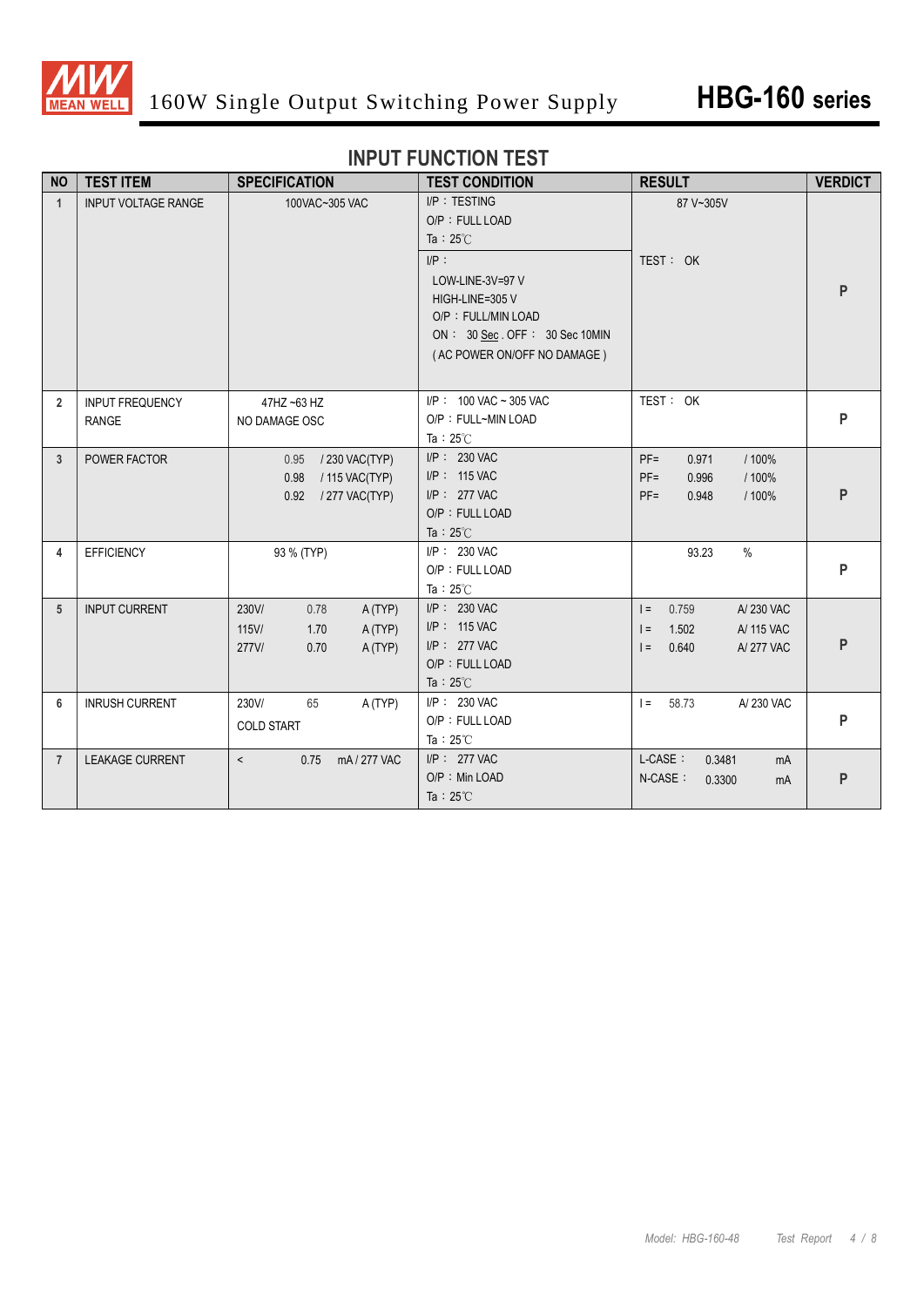## INPUT FUNCTION TEST

| NO | TEST ITEM | SPECIFICATION | TEST CONDITION | RESULT | VERDICT |
|---|---|---|---|---|---|
| 1 | INPUT VOLTAGE RANGE | 100VAC~305 VAC | I/P：TESTING<br>O/P：FULL LOAD<br>Ta：25℃ | 87 V~305V | P |
| | | | I/P：<br>LOW-LINE-3V=97 V<br>HIGH-LINE=305 V<br>O/P：FULL/MIN LOAD<br>ON： 30 Sec . OFF： 30 Sec 10MIN<br>( AC POWER ON/OFF NO DAMAGE ) | TEST： OK | |
| 2 | INPUT FREQUENCY RANGE | 47HZ ~63 HZ<br>NO DAMAGE OSC | I/P： 100 VAC ~ 305 VAC<br>O/P：FULL~MIN LOAD<br>Ta：25℃ | TEST： OK | P |
| 3 | POWER FACTOR | 0.95 / 230 VAC(TYP)<br>0.98 / 115 VAC(TYP)<br>0.92 / 277 VAC(TYP) | I/P： 230 VAC<br>I/P： 115 VAC<br>I/P： 277 VAC<br>O/P：FULL LOAD<br>Ta：25℃ | PF= 0.971 / 100%<br>PF= 0.996 / 100%<br>PF= 0.948 / 100% | P |
| 4 | EFFICIENCY | 93 % (TYP) | I/P： 230 VAC<br>O/P：FULL LOAD<br>Ta：25℃ | 93.23 % | P |
| 5 | INPUT CURRENT | 230V/ 0.78 A (TYP)<br>115V/ 1.70 A (TYP)<br>277V/ 0.70 A (TYP) | I/P： 230 VAC<br>I/P： 115 VAC<br>I/P： 277 VAC<br>O/P：FULL LOAD<br>Ta：25℃ | I = 0.759 A/ 230 VAC<br>I = 1.502 A/ 115 VAC<br>I = 0.640 A/ 277 VAC | P |
| 6 | INRUSH CURRENT | 230V/ 65 A (TYP)<br>COLD START | I/P： 230 VAC<br>O/P：FULL LOAD<br>Ta：25℃ | I = 58.73 A/ 230 VAC | P |
| 7 | LEAKAGE CURRENT | < 0.75 mA / 277 VAC | I/P： 277 VAC<br>O/P：Min LOAD<br>Ta：25℃ | L-CASE： 0.3481 mA<br>N-CASE： 0.3300 mA | P |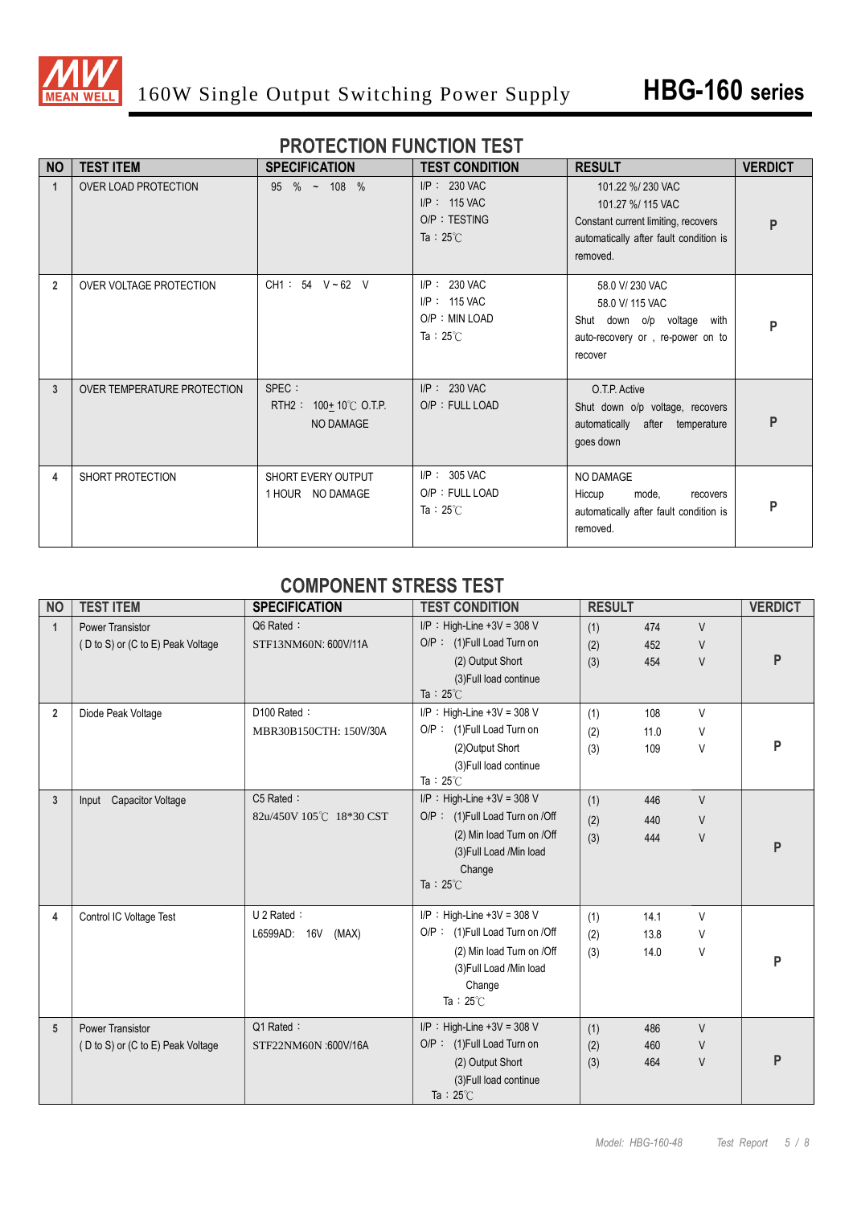# PROTECTION FUNCTION TEST

| NO | TEST ITEM | SPECIFICATION | TEST CONDITION | RESULT | VERDICT |
|---|---|---|---|---|---|
| 1 | OVER LOAD PROTECTION | 95 % ~ 108 % | I/P : 230 VAC<br>I/P : 115 VAC<br>O/P : TESTING<br>Ta : 25℃ | 101.22 %/ 230 VAC<br>101.27 %/ 115 VAC<br>Constant current limiting, recovers automatically after fault condition is removed. | P |
| 2 | OVER VOLTAGE PROTECTION | CH1 : 54 V ~ 62 V | I/P : 230 VAC<br>I/P : 115 VAC<br>O/P : MIN LOAD<br>Ta : 25℃ | 58.0 V/ 230 VAC<br>58.0 V/ 115 VAC<br>Shut down o/p voltage with auto-recovery or , re-power on to recover | P |
| 3 | OVER TEMPERATURE PROTECTION | SPEC :<br>RTH2 : 100± 10℃ O.T.P.<br>NO DAMAGE | I/P : 230 VAC<br>O/P : FULL LOAD | O.T.P. Active<br>Shut down o/p voltage, recovers automatically after temperature goes down | P |
| 4 | SHORT PROTECTION | SHORT EVERY OUTPUT<br>1 HOUR NO DAMAGE | I/P : 305 VAC<br>O/P : FULL LOAD<br>Ta : 25℃ | NO DAMAGE<br>Hiccup mode, recovers automatically after fault condition is removed. | P |

# COMPONENT STRESS TEST

| NO | TEST ITEM | SPECIFICATION | TEST CONDITION | RESULT | VERDICT |
|---|---|---|---|---|---|
| 1 | Power Transistor<br>( D to S) or (C to E) Peak Voltage | Q6 Rated :<br>STF13NM60N: 600V/11A | I/P : High-Line +3V = 308 V<br>O/P : (1)Full Load Turn on<br>(2) Output Short<br>(3)Full load continue<br>Ta : 25℃ | (1) 474 V<br>(2) 452 V<br>(3) 454 V | P |
| 2 | Diode Peak Voltage | D100 Rated :<br>MBR30B150CTH: 150V/30A | I/P : High-Line +3V = 308 V<br>O/P : (1)Full Load Turn on<br>(2)Output Short<br>(3)Full load continue<br>Ta : 25℃ | (1) 108 V<br>(2) 11.0 V<br>(3) 109 V | P |
| 3 | Input Capacitor Voltage | C5 Rated :<br>82u/450V 105℃ 18*30 CST | I/P : High-Line +3V = 308 V<br>O/P : (1)Full Load Turn on /Off<br>(2) Min load Turn on /Off<br>(3)Full Load /Min load Change<br>Ta : 25℃ | (1) 446 V<br>(2) 440 V<br>(3) 444 V | P |
| 4 | Control IC Voltage Test | U 2 Rated :<br>L6599AD: 16V (MAX) | I/P : High-Line +3V = 308 V<br>O/P : (1)Full Load Turn on /Off<br>(2) Min load Turn on /Off<br>(3)Full Load /Min load Change<br>Ta : 25℃ | (1) 14.1 V<br>(2) 13.8 V<br>(3) 14.0 V | P |
| 5 | Power Transistor<br>( D to S) or (C to E) Peak Voltage | Q1 Rated :<br>STF22NM60N :600V/16A | I/P : High-Line +3V = 308 V<br>O/P : (1)Full Load Turn on<br>(2) Output Short<br>(3)Full load continue<br>Ta : 25℃ | (1) 486 V<br>(2) 460 V<br>(3) 464 V | P |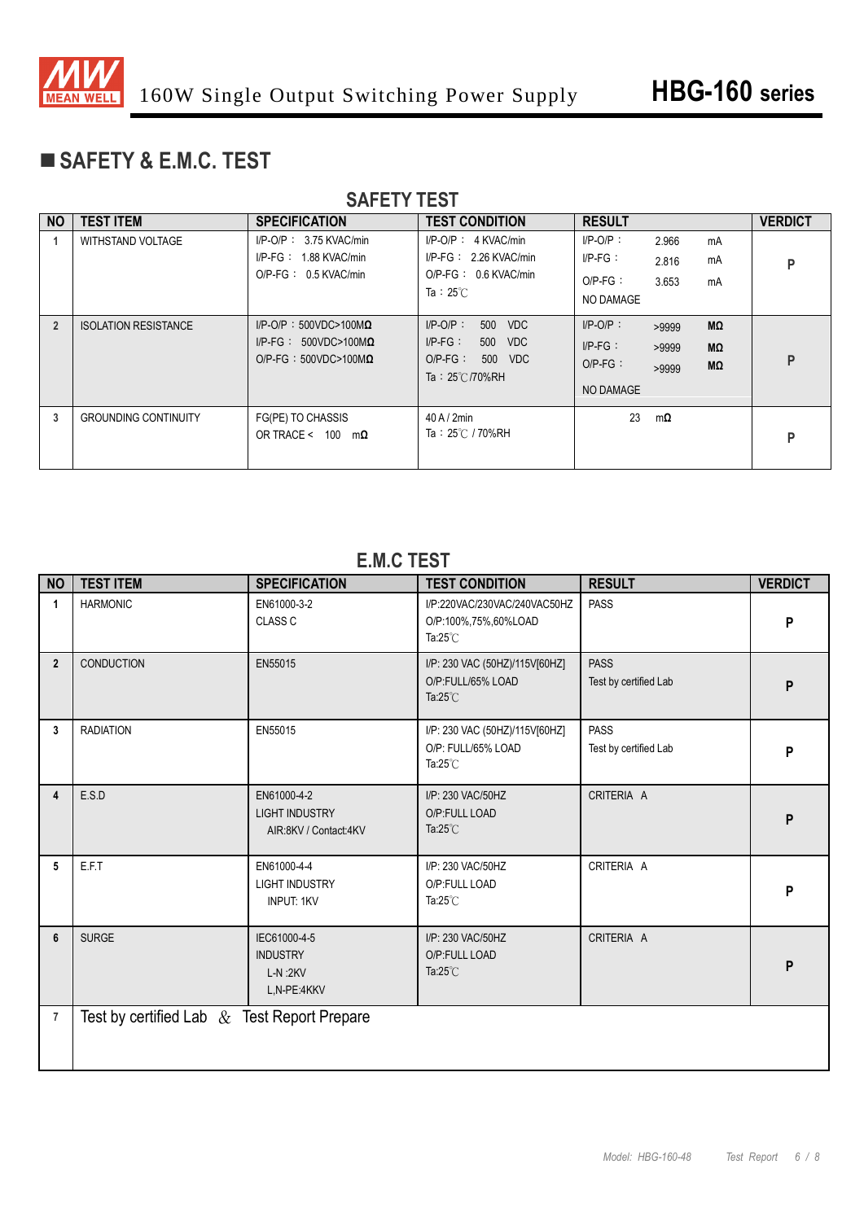## ■ SAFETY & E.M.C. TEST

### SAFETY TEST

| NO | TEST ITEM | SPECIFICATION | TEST CONDITION | RESULT | VERDICT |
|---|---|---|---|---|---|
| 1 | WITHSTAND VOLTAGE | I/P-O/P : 3.75 KVAC/min<br>I/P-FG : 1.88 KVAC/min<br>O/P-FG : 0.5 KVAC/min | I/P-O/P : 4 KVAC/min<br>I/P-FG : 2.26 KVAC/min<br>O/P-FG : 0.6 KVAC/min<br>Ta : 25℃ | I/P-O/P : 2.966 mA<br>I/P-FG : 2.816 mA<br>O/P-FG : 3.653 mA<br>NO DAMAGE | P |
| 2 | ISOLATION RESISTANCE | I/P-O/P : 500VDC>100MΩ<br>I/P-FG : 500VDC>100MΩ<br>O/P-FG : 500VDC>100MΩ | I/P-O/P : 500 VDC<br>I/P-FG : 500 VDC<br>O/P-FG : 500 VDC<br>Ta : 25℃/70%RH | I/P-O/P : >9999 MΩ<br>I/P-FG : >9999 MΩ<br>O/P-FG : >9999 MΩ<br>NO DAMAGE | P |
| 3 | GROUNDING CONTINUITY | FG(PE) TO CHASSIS<br>OR TRACE < 100 mΩ | 40 A / 2min<br>Ta : 25℃ / 70%RH | 23 mΩ | P |

### E.M.C TEST

| NO | TEST ITEM | SPECIFICATION | TEST CONDITION | RESULT | VERDICT |
|---|---|---|---|---|---|
| 1 | HARMONIC | EN61000-3-2<br>CLASS C | I/P:220VAC/230VAC/240VAC50HZ<br>O/P:100%,75%,60%LOAD<br>Ta:25℃ | PASS | P |
| 2 | CONDUCTION | EN55015 | I/P: 230 VAC (50HZ)/115V[60HZ]<br>O/P:FULL/65% LOAD<br>Ta:25℃ | PASS<br>Test by certified Lab | P |
| 3 | RADIATION | EN55015 | I/P: 230 VAC (50HZ)/115V[60HZ]<br>O/P: FULL/65% LOAD<br>Ta:25℃ | PASS<br>Test by certified Lab | P |
| 4 | E.S.D | EN61000-4-2<br>LIGHT INDUSTRY<br>AIR:8KV / Contact:4KV | I/P: 230 VAC/50HZ<br>O/P:FULL LOAD<br>Ta:25℃ | CRITERIA A | P |
| 5 | E.F.T | EN61000-4-4<br>LIGHT INDUSTRY<br>INPUT: 1KV | I/P: 230 VAC/50HZ<br>O/P:FULL LOAD<br>Ta:25℃ | CRITERIA A | P |
| 6 | SURGE | IEC61000-4-5<br>INDUSTRY<br>L-N :2KV<br>L,N-PE:4KKV | I/P: 230 VAC/50HZ<br>O/P:FULL LOAD<br>Ta:25℃ | CRITERIA A | P |
| 7 | Test by certified Lab & Test Report Prepare | | | | |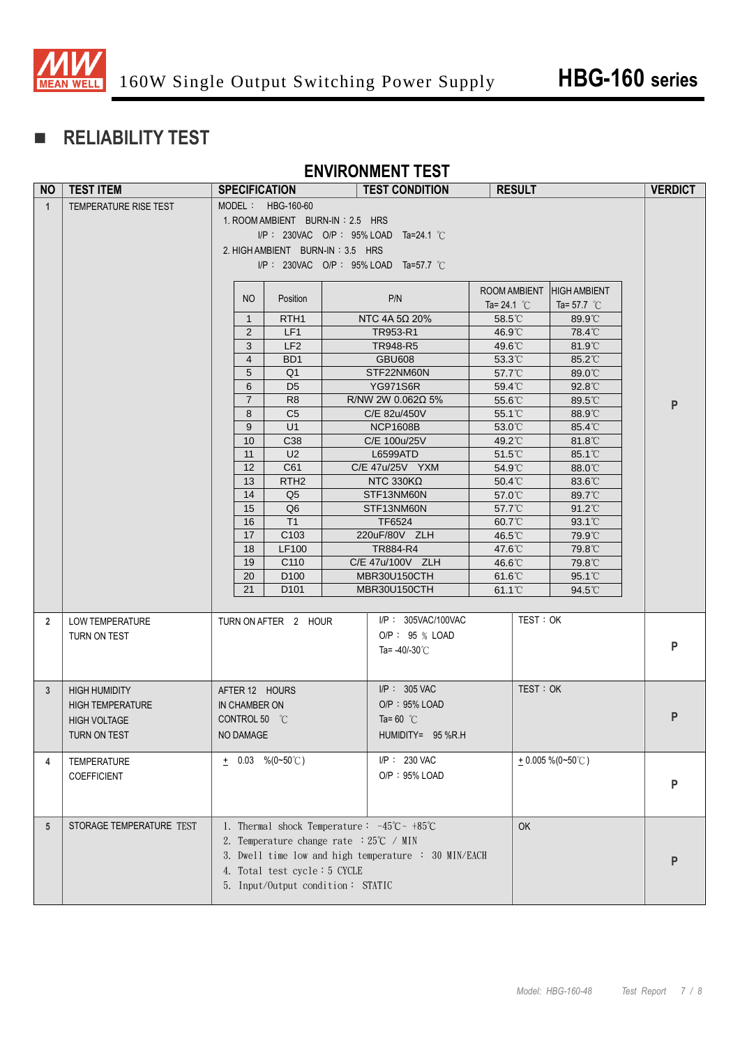## RELIABILITY TEST

### ENVIRONMENT TEST

| NO | TEST ITEM | SPECIFICATION | TEST CONDITION | RESULT | VERDICT |
|---|---|---|---|---|---|
| 1 | TEMPERATURE RISE TEST | MODEL： HBG-160-60<br>1. ROOM AMBIENT BURN-IN：2.5 HRS<br>I/P： 230VAC O/P： 95% LOAD Ta=24.1 ℃<br>2. HIGH AMBIENT BURN-IN：3.5 HRS<br>I/P： 230VAC O/P： 95% LOAD Ta=57.7 ℃ | | | P |

| NO | Position | P/N | ROOM AMBIENT Ta= 24.1 ℃ | HIGH AMBIENT Ta= 57.7 ℃ |
|---|---|---|---|---|
| 1 | RTH1 | NTC 4A 5Ω 20% | 58.5℃ | 89.9℃ |
| 2 | LF1 | TR953-R1 | 46.9℃ | 78.4℃ |
| 3 | LF2 | TR948-R5 | 49.6℃ | 81.9℃ |
| 4 | BD1 | GBU608 | 53.3℃ | 85.2℃ |
| 5 | Q1 | STF22NM60N | 57.7℃ | 89.0℃ |
| 6 | D5 | YG971S6R | 59.4℃ | 92.8℃ |
| 7 | R8 | R/NW 2W 0.062Ω 5% | 55.6℃ | 89.5℃ |
| 8 | C5 | C/E 82u/450V | 55.1℃ | 88.9℃ |
| 9 | U1 | NCP1608B | 53.0℃ | 85.4℃ |
| 10 | C38 | C/E 100u/25V | 49.2℃ | 81.8℃ |
| 11 | U2 | L6599ATD | 51.5℃ | 85.1℃ |
| 12 | C61 | C/E 47u/25V YXM | 54.9℃ | 88.0℃ |
| 13 | RTH2 | NTC 330KΩ | 50.4℃ | 83.6℃ |
| 14 | Q5 | STF13NM60N | 57.0℃ | 89.7℃ |
| 15 | Q6 | STF13NM60N | 57.7℃ | 91.2℃ |
| 16 | T1 | TF6524 | 60.7℃ | 93.1℃ |
| 17 | C103 | 220uF/80V ZLH | 46.5℃ | 79.9℃ |
| 18 | LF100 | TR884-R4 | 47.6℃ | 79.8℃ |
| 19 | C110 | C/E 47u/100V ZLH | 46.6℃ | 79.8℃ |
| 20 | D100 | MBR30U150CTH | 61.6℃ | 95.1℃ |
| 21 | D101 | MBR30U150CTH | 61.1℃ | 94.5℃ |

| NO | TEST ITEM | SPECIFICATION | TEST CONDITION | RESULT | VERDICT |
|---|---|---|---|---|---|
| 2 | LOW TEMPERATURE TURN ON TEST | TURN ON AFTER 2 HOUR | I/P： 305VAC/100VAC<br>O/P： 95 ％ LOAD<br>Ta= -40/-30℃ | TEST：OK | P |
| 3 | HIGH HUMIDITY HIGH TEMPERATURE HIGH VOLTAGE TURN ON TEST | AFTER 12 HOURS IN CHAMBER ON CONTROL 50 ℃ NO DAMAGE | I/P： 305 VAC<br>O/P：95% LOAD<br>Ta= 60 ℃<br>HUMIDITY= 95 %R.H | TEST：OK | P |
| 4 | TEMPERATURE COEFFICIENT | ± 0.03 %(0~50℃) | I/P： 230 VAC<br>O/P：95% LOAD | ± 0.005 %(0~50℃) | P |
| 5 | STORAGE TEMPERATURE TEST | 1. Thermal shock Temperature： -45℃~ +85℃<br>2. Temperature change rate ：25℃ / MIN<br>3. Dwell time low and high temperature ： 30 MIN/EACH<br>4. Total test cycle：5 CYCLE<br>5. Input/Output condition： STATIC | | OK | P |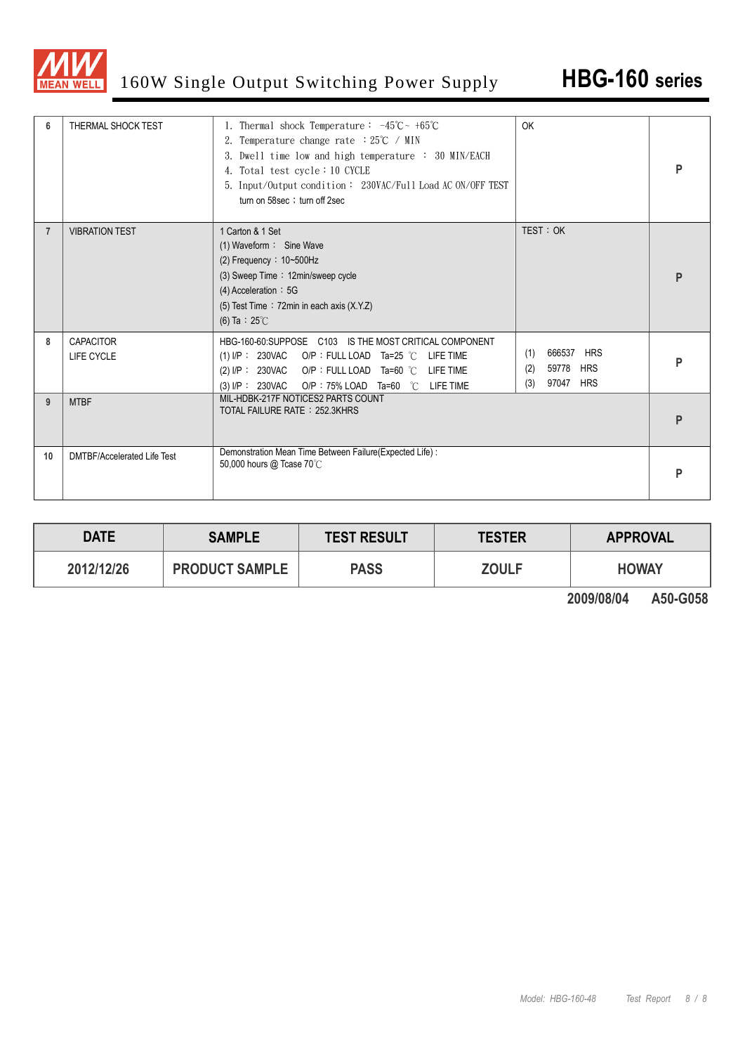| | | | | |
|---|---|---|---|---|
| 6 | THERMAL SHOCK TEST | 1. Thermal shock Temperature： -45℃~ +65℃<br>2. Temperature change rate ：25℃ / MIN<br>3. Dwell time low and high temperature ： 30 MIN/EACH<br>4. Total test cycle：10 CYCLE<br>5. Input/Output condition： 230VAC/Full Load AC ON/OFF TEST turn on 58sec；turn off 2sec | OK | P |
| 7 | VIBRATION TEST | 1 Carton & 1 Set<br>(1) Waveform： Sine Wave<br>(2) Frequency：10~500Hz<br>(3) Sweep Time：12min/sweep cycle<br>(4) Acceleration：5G<br>(5) Test Time：72min in each axis (X.Y.Z)<br>(6) Ta：25℃ | TEST：OK | P |
| 8 | CAPACITOR LIFE CYCLE | HBG-160-60:SUPPOSE C103 IS THE MOST CRITICAL COMPONENT<br>(1) I/P： 230VAC O/P：FULL LOAD Ta=25 ℃ LIFE TIME<br>(2) I/P： 230VAC O/P：FULL LOAD Ta=60 ℃ LIFE TIME<br>(3) I/P： 230VAC O/P：75% LOAD Ta=60 ℃ LIFE TIME | (1) 666537 HRS<br>(2) 59778 HRS<br>(3) 97047 HRS | P |
| 9 | MTBF | MIL-HDBK-217F NOTICES2 PARTS COUNT<br>TOTAL FAILURE RATE：252.3KHRS | | P |
| 10 | DMTBF/Accelerated Life Test | Demonstration Mean Time Between Failure(Expected Life) :<br>50,000 hours @ Tcase 70℃ | | P |

| DATE | SAMPLE | TEST RESULT | TESTER | APPROVAL |
|---|---|---|---|---|
| 2012/12/26 | PRODUCT SAMPLE | PASS | ZOULF | HOWAY |

2009/08/04 A50-G058